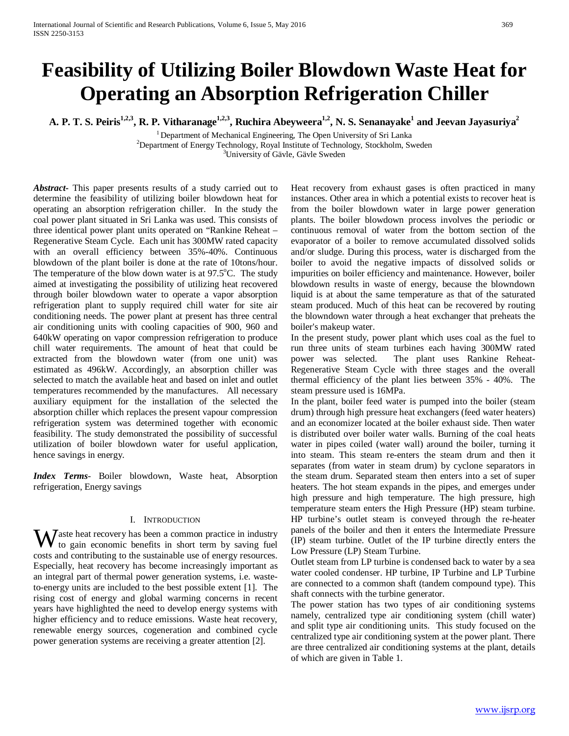# Feasibility of Utilizing Boiler Blowdown Waste Heat for Operating an Absorption Refrigeration Chiller

**A. P. T. S. Peiris[1,2,3], R. P. Vitharanage[1,2,3], Ruchira Abeyweera[1,2], N. S. Senanayake[1] and Jeevan Jayasuriya[2]**

[1] Department of Mechanical Engineering, The Open University of Sri Lanka
[2] Department of Energy Technology, Royal Institute of Technology, Stockholm, Sweden
[3] University of Gävle, Gävle Sweden

***Abstract***- This paper presents results of a study carried out to determine the feasibility of utilizing boiler blowdown heat for operating an absorption refrigeration chiller. In the study the coal power plant situated in Sri Lanka was used. This consists of three identical power plant units operated on "Rankine Reheat – Regenerative Steam Cycle. Each unit has 300MW rated capacity with an overall efficiency between 35%-40%. Continuous blowdown of the plant boiler is done at the rate of 10tons/hour. The temperature of the blow down water is at 97.5$^{o}$C. The study aimed at investigating the possibility of utilizing heat recovered through boiler blowdown water to operate a vapor absorption refrigeration plant to supply required chill water for site air conditioning needs. The power plant at present has three central air conditioning units with cooling capacities of 900, 960 and 640kW operating on vapor compression refrigeration to produce chill water requirements. The amount of heat that could be extracted from the blowdown water (from one unit) was estimated as 496kW. Accordingly, an absorption chiller was selected to match the available heat and based on inlet and outlet temperatures recommended by the manufactures. All necessary auxiliary equipment for the installation of the selected the absorption chiller which replaces the present vapour compression refrigeration system was determined together with economic feasibility. The study demonstrated the possibility of successful utilization of boiler blowdown water for useful application, hence savings in energy.

***Index Terms***- Boiler blowdown, Waste heat, Absorption refrigeration, Energy savings

## I. Introduction

Waste heat recovery has been a common practice in industry to gain economic benefits in short term by saving fuel costs and contributing to the sustainable use of energy resources. Especially, heat recovery has become increasingly important as an integral part of thermal power generation systems, i.e. waste-to-energy units are included to the best possible extent [1]. The rising cost of energy and global warming concerns in recent years have highlighted the need to develop energy systems with higher efficiency and to reduce emissions. Waste heat recovery, renewable energy sources, cogeneration and combined cycle power generation systems are receiving a greater attention [2].

Heat recovery from exhaust gases is often practiced in many instances. Other area in which a potential exists to recover heat is from the boiler blowdown water in large power generation plants. The boiler blowdown process involves the periodic or continuous removal of water from the bottom section of the evaporator of a boiler to remove accumulated dissolved solids and/or sludge. During this process, water is discharged from the boiler to avoid the negative impacts of dissolved solids or impurities on boiler efficiency and maintenance. However, boiler blowdown results in waste of energy, because the blowndown liquid is at about the same temperature as that of the saturated steam produced. Much of this heat can be recovered by routing the blowndown water through a heat exchanger that preheats the boiler's makeup water.

In the present study, power plant which uses coal as the fuel to run three units of steam turbines each having 300MW rated power was selected. The plant uses Rankine Reheat-Regenerative Steam Cycle with three stages and the overall thermal efficiency of the plant lies between 35% - 40%. The steam pressure used is 16MPa.

In the plant, boiler feed water is pumped into the boiler (steam drum) through high pressure heat exchangers (feed water heaters) and an economizer located at the boiler exhaust side. Then water is distributed over boiler water walls. Burning of the coal heats water in pipes coiled (water wall) around the boiler, turning it into steam. This steam re-enters the steam drum and then it separates (from water in steam drum) by cyclone separators in the steam drum. Separated steam then enters into a set of super heaters. The hot steam expands in the pipes, and emerges under high pressure and high temperature. The high pressure, high temperature steam enters the High Pressure (HP) steam turbine. HP turbine's outlet steam is conveyed through the re-heater panels of the boiler and then it enters the Intermediate Pressure (IP) steam turbine. Outlet of the IP turbine directly enters the Low Pressure (LP) Steam Turbine.

Outlet steam from LP turbine is condensed back to water by a sea water cooled condenser. HP turbine, IP Turbine and LP Turbine are connected to a common shaft (tandem compound type). This shaft connects with the turbine generator.

The power station has two types of air conditioning systems namely, centralized type air conditioning system (chill water) and split type air conditioning units. This study focused on the centralized type air conditioning system at the power plant. There are three centralized air conditioning systems at the plant, details of which are given in Table 1.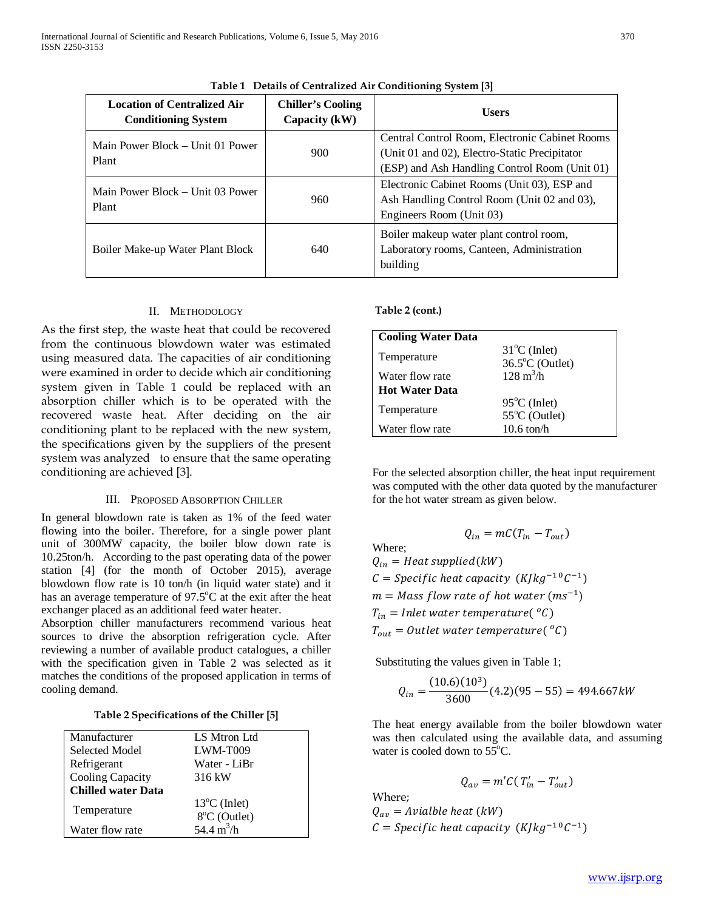**Table 1 Details of Centralized Air Conditioning System [3]**

| Location of Centralized Air Conditioning System | Chiller's Cooling Capacity (kW) | Users |
|---|---|---|
| Main Power Block – Unit 01 Power Plant | 900 | Central Control Room, Electronic Cabinet Rooms (Unit 01 and 02), Electro-Static Precipitator (ESP) and Ash Handling Control Room (Unit 01) |
| Main Power Block – Unit 03 Power Plant | 960 | Electronic Cabinet Rooms (Unit 03), ESP and Ash Handling Control Room (Unit 02 and 03), Engineers Room (Unit 03) |
| Boiler Make-up Water Plant Block | 640 | Boiler makeup water plant control room, Laboratory rooms, Canteen, Administration building |

## II. Methodology

As the first step, the waste heat that could be recovered from the continuous blowdown water was estimated using measured data. The capacities of air conditioning were examined in order to decide which air conditioning system given in Table 1 could be replaced with an absorption chiller which is to be operated with the recovered waste heat. After deciding on the air conditioning plant to be replaced with the new system, the specifications given by the suppliers of the present system was analyzed to ensure that the same operating conditioning are achieved [3].

## III. Proposed Absorption Chiller

In general blowdown rate is taken as 1% of the feed water flowing into the boiler. Therefore, for a single power plant unit of 300MW capacity, the boiler blow down rate is 10.25ton/h. According to the past operating data of the power station [4] (for the month of October 2015), average blowdown flow rate is 10 ton/h (in liquid water state) and it has an average temperature of 97.5°C at the exit after the heat exchanger placed as an additional feed water heater.

Absorption chiller manufacturers recommend various heat sources to drive the absorption refrigeration cycle. After reviewing a number of available product catalogues, a chiller with the specification given in Table 2 was selected as it matches the conditions of the proposed application in terms of cooling demand.

**Table 2 Specifications of the Chiller [5]**

| | |
|---|---|
| Manufacturer | LS Mtron Ltd |
| Selected Model | LWM-T009 |
| Refrigerant | Water - LiBr |
| Cooling Capacity | 316 kW |
| **Chilled water Data** | |
| Temperature | 13°C (Inlet) 8°C (Outlet) |
| Water flow rate | 54.4 $m^3/h$ |
| **Cooling Water Data** | |
| Temperature | 31°C (Inlet) 36.5°C (Outlet) |
| Water flow rate | 128 $m^3/h$ |
| **Hot Water Data** | |
| Temperature | 95°C (Inlet) 55°C (Outlet) |
| Water flow rate | 10.6 ton/h |

For the selected absorption chiller, the heat input requirement was computed with the other data quoted by the manufacturer for the hot water stream as given below.

$$Q_{in} = mC(T_{in} - T_{out})$$

Where;

$Q_{in} = Heat\ supplied (kW)$

$C = Specific\ heat\ capacity\ \ (KJkg^{-1}{}^{0}C^{-1})$

$m = Mass\ flow\ rate\ of\ hot\ water\ (ms^{-1})$

$T_{in} = Inlet\ water\ temperature(\ ^{o}C)$

$T_{out} = Outlet\ water\ temperature(\ ^{o}C)$

Substituting the values given in Table 1;

$$Q_{in} = \frac{(10.6)(10^3)}{3600}(4.2)(95 - 55) = 494.667kW$$

The heat energy available from the boiler blowdown water was then calculated using the available data, and assuming water is cooled down to 55°C.

$$Q_{av} = m'C(\,T'_{in} - T'_{out})$$

Where;

$Q_{av} = Avialble\ heat\ (kW)$

$C = Specific\ heat\ capacity\ \ (KJkg^{-1}{}^{0}C^{-1})$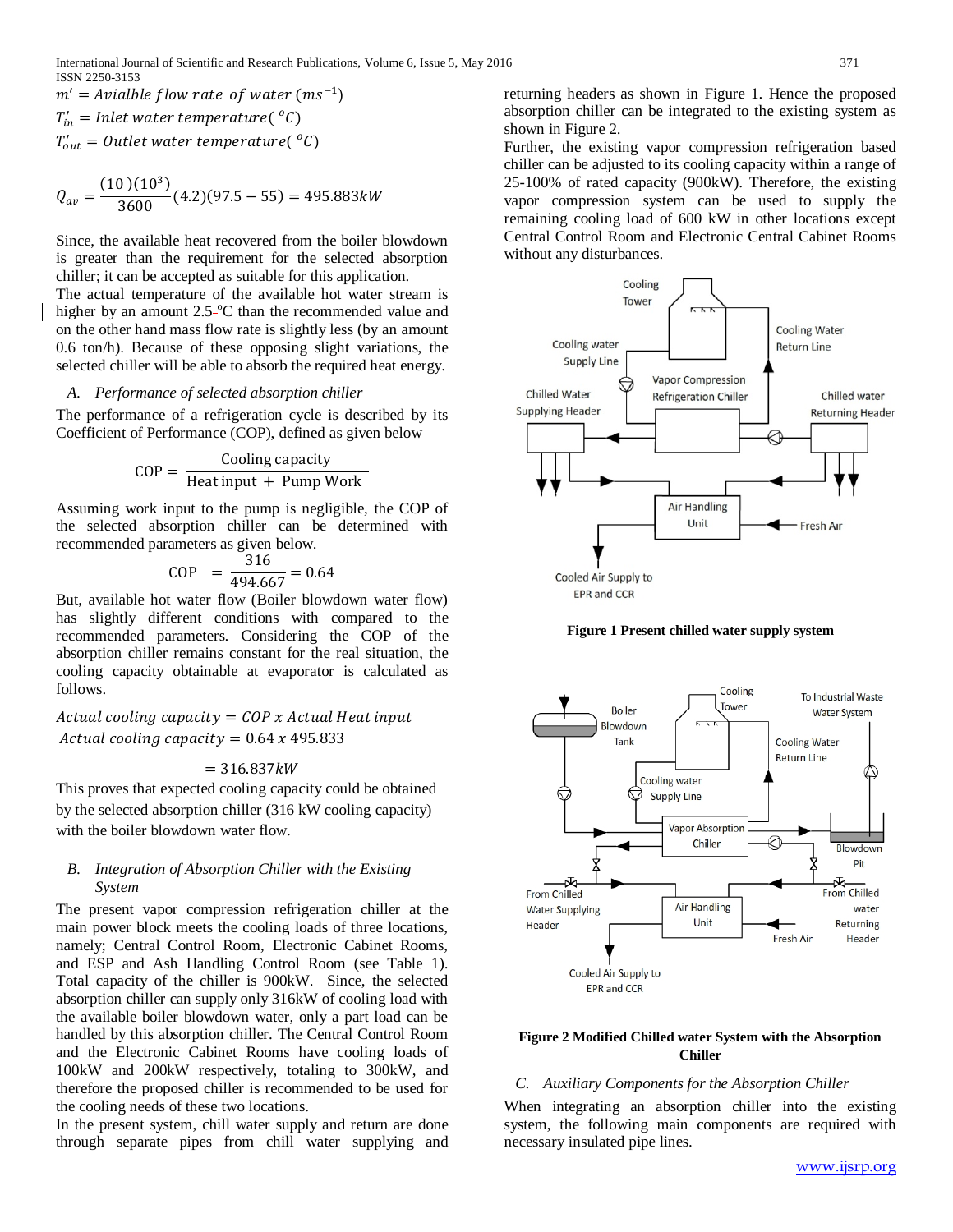$m' = Avialble\ flow\ rate\ of\ water\ (ms^{-1})$

$T'_{in} = Inlet\ water\ temperature(\ ^oC)$

$T'_{out} = Outlet\ water\ temperature(\ ^oC)$

$$Q_{av} = \frac{(10)(10^3)}{3600}(4.2)(97.5 - 55) = 495.883kW$$

Since, the available heat recovered from the boiler blowdown is greater than the requirement for the selected absorption chiller; it can be accepted as suitable for this application.

The actual temperature of the available hot water stream is higher by an amount 2.5 °C than the recommended value and on the other hand mass flow rate is slightly less (by an amount 0.6 ton/h). Because of these opposing slight variations, the selected chiller will be able to absorb the required heat energy.

### A. *Performance of selected absorption chiller*

The performance of a refrigeration cycle is described by its Coefficient of Performance (COP), defined as given below

$$\text{COP} = \frac{\text{Cooling capacity}}{\text{Heat input } + \text{ Pump Work}}$$

Assuming work input to the pump is negligible, the COP of the selected absorption chiller can be determined with recommended parameters as given below.

$$\text{COP} = \frac{316}{494.667} = 0.64$$

But, available hot water flow (Boiler blowdown water flow) has slightly different conditions with compared to the recommended parameters. Considering the COP of the absorption chiller remains constant for the real situation, the cooling capacity obtainable at evaporator is calculated as follows.

$$Actual\ cooling\ capacity = COP\ x\ Actual\ Heat\ input$$

$$Actual\ cooling\ capacity = 0.64\ x\ 495.833$$

$$= 316.837kW$$

This proves that expected cooling capacity could be obtained by the selected absorption chiller (316 kW cooling capacity) with the boiler blowdown water flow.

### B. *Integration of Absorption Chiller with the Existing System*

The present vapor compression refrigeration chiller at the main power block meets the cooling loads of three locations, namely; Central Control Room, Electronic Central Cabinet Rooms, and ESP and Ash Handling Control Room (see Table 1). Total capacity of the chiller is 900kW. Since, the selected absorption chiller can supply only 316kW of cooling load with the available boiler blowdown water, only a part load can be handled by this absorption chiller. The Central Control Room and the Electronic Cabinet Rooms have cooling loads of 100kW and 200kW respectively, totaling to 300kW, and therefore the proposed chiller is recommended to be used for the cooling needs of these two locations.

In the present system, chill water supply and return are done through separate pipes from chill water supplying and returning headers as shown in Figure 1. Hence the proposed absorption chiller can be integrated to the existing system as shown in Figure 2.

Further, the existing vapor compression refrigeration based chiller can be adjusted to its cooling capacity within a range of 25-100% of rated capacity (900kW). Therefore, the existing vapor compression system can be used to supply the remaining cooling load of 600 kW in other locations except Central Control Room and Electronic Central Cabinet Rooms without any disturbances.

**Figure 1 Present chilled water supply system**

**Figure 2 Modified Chilled water System with the Absorption Chiller**

### C. *Auxiliary Components for the Absorption Chiller*

When integrating an absorption chiller into the existing system, the following main components are required with necessary insulated pipe lines.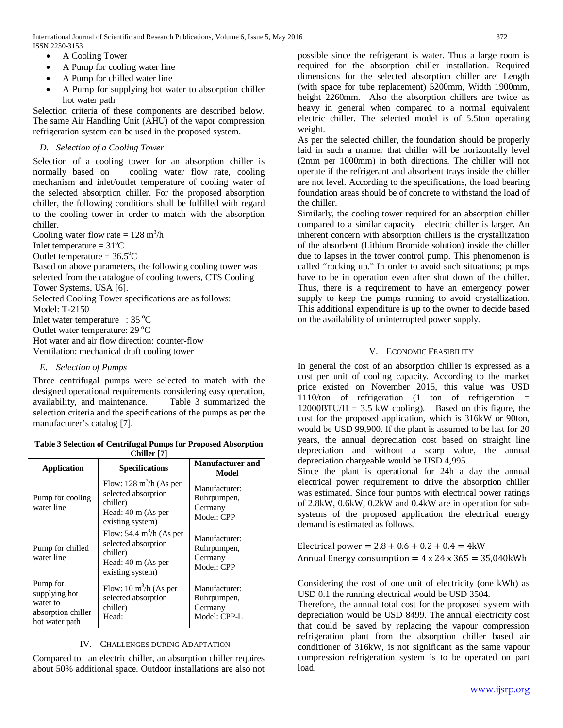- A Cooling Tower
- A Pump for cooling water line
- A Pump for chilled water line
- A Pump for supplying hot water to absorption chiller hot water path

Selection criteria of these components are described below. The same Air Handling Unit (AHU) of the vapor compression refrigeration system can be used in the proposed system.

### D. Selection of a Cooling Tower

Selection of a cooling tower for an absorption chiller is normally based on cooling water flow rate, cooling mechanism and inlet/outlet temperature of cooling water of the selected absorption chiller. For the proposed absorption chiller, the following conditions shall be fulfilled with regard to the cooling tower in order to match with the absorption chiller.

Cooling water flow rate = 128 $m^3$/h

Inlet temperature = 31°C

Outlet temperature = 36.5°C

Based on above parameters, the following cooling tower was selected from the catalogue of cooling towers, CTS Cooling Tower Systems, USA [6].

Selected Cooling Tower specifications are as follows:

Model: T-2150

Inlet water temperature : 35 °C

Outlet water temperature: 29 °C

Hot water and air flow direction: counter-flow

Ventilation: mechanical draft cooling tower

### E. Selection of Pumps

Three centrifugal pumps were selected to match with the designed operational requirements considering easy operation, availability, and maintenance. Table 3 summarized the selection criteria and the specifications of the pumps as per the manufacturer's catalog [7].

**Table 3 Selection of Centrifugal Pumps for Proposed Absorption Chiller [7]**

| Application | Specifications | Manufacturer and Model |
|---|---|---|
| Pump for cooling water line | Flow: 128 $m^3$/h (As per selected absorption chiller) Head: 40 m (As per existing system) | Manufacturer: Ruhrpumpen, Germany Model: CPP |
| Pump for chilled water line | Flow: 54.4 $m^3$/h (As per selected absorption chiller) Head: 40 m (As per existing system) | Manufacturer: Ruhrpumpen, Germany Model: CPP |
| Pump for supplying hot water to absorption chiller hot water path | Flow: 10 $m^3$/h (As per selected absorption chiller) Head: | Manufacturer: Ruhrpumpen, Germany Model: CPP-L |

## IV. Challenges during Adaptation

Compared to an electric chiller, an absorption chiller requires about 50% additional space. Outdoor installations are also not possible since the refrigerant is water. Thus a large room is required for the absorption chiller installation. Required dimensions for the selected absorption chiller are: Length (with space for tube replacement) 5200mm, Width 1900mm, height 2260mm. Also the absorption chillers are twice as heavy in general when compared to a normal equivalent electric chiller. The selected model is of 5.5ton operating weight.

As per the selected chiller, the foundation should be properly laid in such a manner that chiller will be horizontally level (2mm per 1000mm) in both directions. The chiller will not operate if the refrigerant and absorbent trays inside the chiller are not level. According to the specifications, the load bearing foundation areas should be of concrete to withstand the load of the chiller.

Similarly, the cooling tower required for an absorption chiller compared to a similar capacity electric chiller is larger. An inherent concern with absorption chillers is the crystallization of the absorbent (Lithium Bromide solution) inside the chiller due to lapses in the tower control pump. This phenomenon is called "rocking up." In order to avoid such situations; pumps have to be in operation even after shut down of the chiller. Thus, there is a requirement to have an emergency power supply to keep the pumps running to avoid crystallization. This additional expenditure is up to the owner to decide based on the availability of uninterrupted power supply.

## V. Economic Feasibility

In general the cost of an absorption chiller is expressed as a cost per unit of cooling capacity. According to the market price existed on November 2015, this value was USD 1110/ton of refrigeration (1 ton of refrigeration = 12000BTU/H = 3.5 kW cooling). Based on this figure, the cost for the proposed application, which is 316kW or 90ton, would be USD 99,900. If the plant is assumed to be last for 20 years, the annual depreciation cost based on straight line depreciation and without a scarp value, the annual depreciation chargeable would be USD 4,995.

Since the plant is operational for 24h a day the annual electrical power requirement to drive the absorption chiller was estimated. Since four pumps with electrical power ratings of 2.8kW, 0.6kW, 0.2kW and 0.4kW are in operation for sub-systems of the proposed application the electrical energy demand is estimated as follows.

$$\text{Electrical power} = 2.8 + 0.6 + 0.2 + 0.4 = 4\text{kW}$$

$$\text{Annual Energy consumption} = 4 \times 24 \times 365 = 35{,}040\text{kWh}$$

Considering the cost of one unit of electricity (one kWh) as USD 0.1 the running electrical would be USD 3504.

Therefore, the annual total cost for the proposed system with depreciation would be USD 8499. The annual electricity cost that could be saved by replacing the vapour compression refrigeration plant from the absorption chiller based air conditioner of 316kW, is not significant as the same vapour compression refrigeration system is to be operated on part load.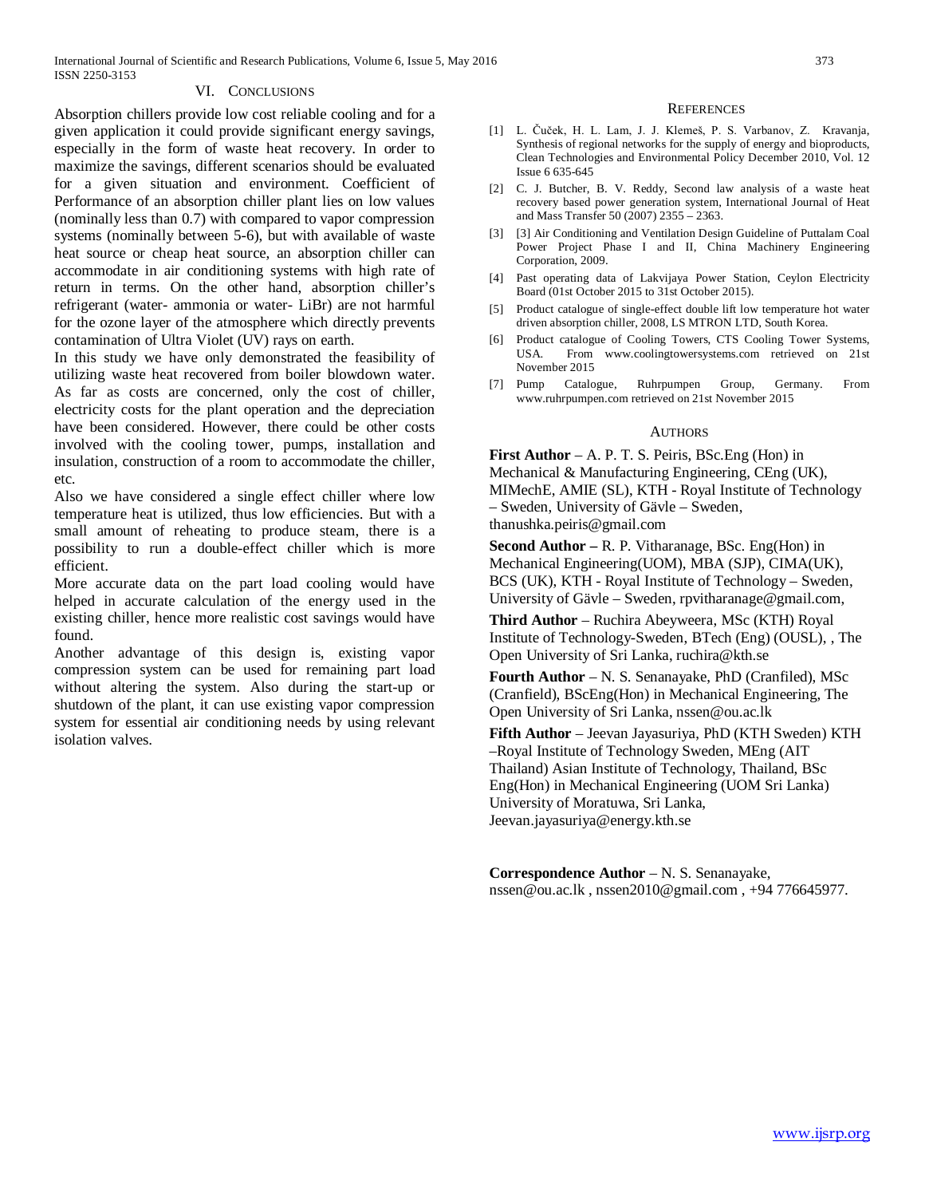## VI. Conclusions

Absorption chillers provide low cost reliable cooling and for a given application it could provide significant energy savings, especially in the form of waste heat recovery. In order to maximize the savings, different scenarios should be evaluated for a given situation and environment. Coefficient of Performance of an absorption chiller plant lies on low values (nominally less than 0.7) with compared to vapor compression systems (nominally between 5-6), but with available of waste heat source or cheap heat source, an absorption chiller can accommodate in air conditioning systems with high rate of return in terms. On the other hand, absorption chiller's refrigerant (water- ammonia or water- LiBr) are not harmful for the ozone layer of the atmosphere which directly prevents contamination of Ultra Violet (UV) rays on earth.

In this study we have only demonstrated the feasibility of utilizing waste heat recovered from boiler blowdown water. As far as costs are concerned, only the cost of chiller, electricity costs for the plant operation and the depreciation have been considered. However, there could be other costs involved with the cooling tower, pumps, installation and insulation, construction of a room to accommodate the chiller, etc.

Also we have considered a single effect chiller where low temperature heat is utilized, thus low efficiencies. But with a small amount of reheating to produce steam, there is a possibility to run a double-effect chiller which is more efficient.

More accurate data on the part load cooling would have helped in accurate calculation of the energy used in the existing chiller, hence more realistic cost savings would have found.

Another advantage of this design is, existing vapor compression system can be used for remaining part load without altering the system. Also during the start-up or shutdown of the plant, it can use existing vapor compression system for essential air conditioning needs by using relevant isolation valves.

## References

[1] L. Čuček, H. L. Lam, J. J. Klemeš, P. S. Varbanov, Z. Kravanja, Synthesis of regional networks for the supply of energy and bioproducts, Clean Technologies and Environmental Policy December 2010, Vol. 12 Issue 6 635-645

[2] C. J. Butcher, B. V. Reddy, Second law analysis of a waste heat recovery based power generation system, International Journal of Heat and Mass Transfer 50 (2007) 2355 – 2363.

[3] [3] Air Conditioning and Ventilation Design Guideline of Puttalam Coal Power Project Phase I and II, China Machinery Engineering Corporation, 2009.

[4] Past operating data of Lakvijaya Power Station, Ceylon Electricity Board (01st October 2015 to 31st October 2015).

[5] Product catalogue of single-effect double lift low temperature hot water driven absorption chiller, 2008, LS MTRON LTD, South Korea.

[6] Product catalogue of Cooling Towers, CTS Cooling Tower Systems, USA. From www.coolingtowersystems.com retrieved on 21st November 2015

[7] Pump Catalogue, Ruhrpumpen Group, Germany. From www.ruhrpumpen.com retrieved on 21st November 2015

## Authors

**First Author** – A. P. T. S. Peiris, BSc.Eng (Hon) in Mechanical & Manufacturing Engineering, CEng (UK), MIMechE, AMIE (SL), KTH - Royal Institute of Technology – Sweden, University of Gävle – Sweden, thanushka.peiris@gmail.com

**Second Author –** R. P. Vitharanage, BSc. Eng(Hon) in Mechanical Engineering(UOM), MBA (SJP), CIMA(UK), BCS (UK), KTH - Royal Institute of Technology – Sweden, University of Gävle – Sweden, rpvitharanage@gmail.com,

**Third Author** – Ruchira Abeyweera, MSc (KTH) Royal Institute of Technology-Sweden, BTech (Eng) (OUSL), , The Open University of Sri Lanka, ruchira@kth.se

**Fourth Author** – N. S. Senanayake, PhD (Cranfiled), MSc (Cranfield), BScEng(Hon) in Mechanical Engineering, The Open University of Sri Lanka, nssen@ou.ac.lk

**Fifth Author** – Jeevan Jayasuriya, PhD (KTH Sweden) KTH –Royal Institute of Technology Sweden, MEng (AIT Thailand) Asian Institute of Technology, Thailand, BSc Eng(Hon) in Mechanical Engineering (UOM Sri Lanka) University of Moratuwa, Sri Lanka, Jeevan.jayasuriya@energy.kth.se

**Correspondence Author** – N. S. Senanayake, nssen@ou.ac.lk , nssen2010@gmail.com , +94 776645977.